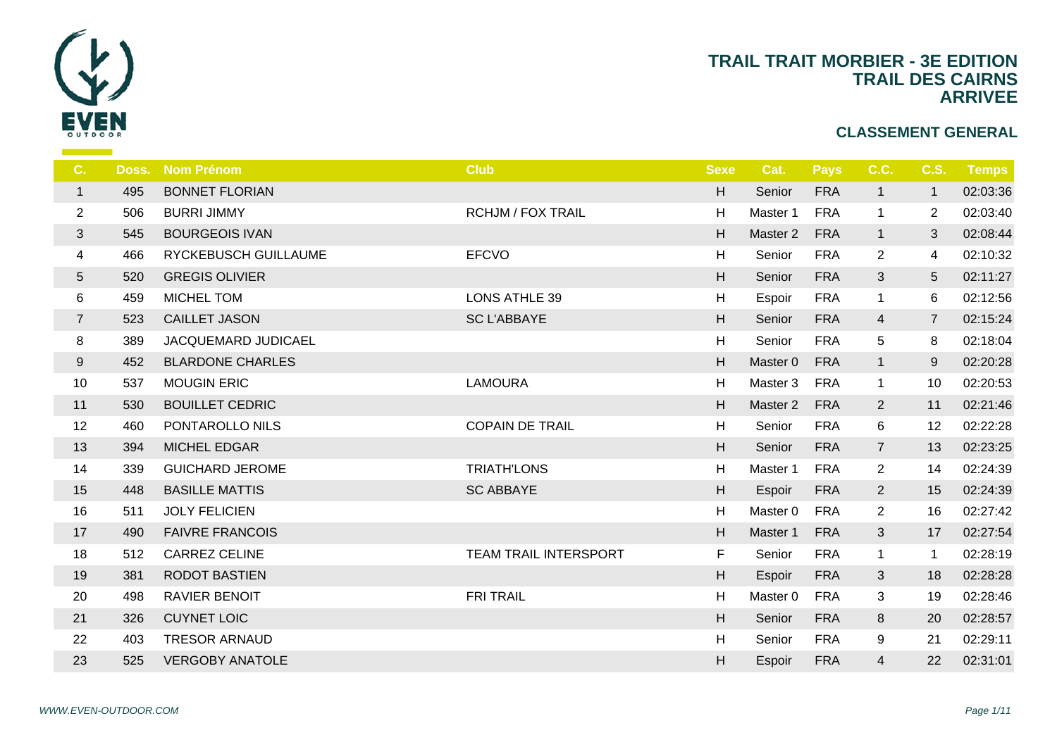# TRAIL TRAIT MORBIER - 3E EDITION
## TRAIL DES CAIRNS
## ARRIVEE

### CLASSEMENT GENERAL

| C. | Doss. | Nom Prénom | Club | Sexe | Cat. | Pays | C.C. | C.S. | Temps |
|---|---|---|---|---|---|---|---|---|---|
| 1 | 495 | BONNET FLORIAN | | H | Senior | FRA | 1 | 1 | 02:03:36 |
| 2 | 506 | BURRI JIMMY | RCHJM / FOX TRAIL | H | Master 1 | FRA | 1 | 2 | 02:03:40 |
| 3 | 545 | BOURGEOIS IVAN | | H | Master 2 | FRA | 1 | 3 | 02:08:44 |
| 4 | 466 | RYCKEBUSCH GUILLAUME | EFCVO | H | Senior | FRA | 2 | 4 | 02:10:32 |
| 5 | 520 | GREGIS OLIVIER | | H | Senior | FRA | 3 | 5 | 02:11:27 |
| 6 | 459 | MICHEL TOM | LONS ATHLE 39 | H | Espoir | FRA | 1 | 6 | 02:12:56 |
| 7 | 523 | CAILLET JASON | SC L'ABBAYE | H | Senior | FRA | 4 | 7 | 02:15:24 |
| 8 | 389 | JACQUEMARD JUDICAEL | | H | Senior | FRA | 5 | 8 | 02:18:04 |
| 9 | 452 | BLARDONE CHARLES | | H | Master 0 | FRA | 1 | 9 | 02:20:28 |
| 10 | 537 | MOUGIN ERIC | LAMOURA | H | Master 3 | FRA | 1 | 10 | 02:20:53 |
| 11 | 530 | BOUILLET CEDRIC | | H | Master 2 | FRA | 2 | 11 | 02:21:46 |
| 12 | 460 | PONTAROLLO NILS | COPAIN DE TRAIL | H | Senior | FRA | 6 | 12 | 02:22:28 |
| 13 | 394 | MICHEL EDGAR | | H | Senior | FRA | 7 | 13 | 02:23:25 |
| 14 | 339 | GUICHARD JEROME | TRIATH'LONS | H | Master 1 | FRA | 2 | 14 | 02:24:39 |
| 15 | 448 | BASILLE MATTIS | SC ABBAYE | H | Espoir | FRA | 2 | 15 | 02:24:39 |
| 16 | 511 | JOLY FELICIEN | | H | Master 0 | FRA | 2 | 16 | 02:27:42 |
| 17 | 490 | FAIVRE FRANCOIS | | H | Master 1 | FRA | 3 | 17 | 02:27:54 |
| 18 | 512 | CARREZ CELINE | TEAM TRAIL INTERSPORT | F | Senior | FRA | 1 | 1 | 02:28:19 |
| 19 | 381 | RODOT BASTIEN | | H | Espoir | FRA | 3 | 18 | 02:28:28 |
| 20 | 498 | RAVIER BENOIT | FRI TRAIL | H | Master 0 | FRA | 3 | 19 | 02:28:46 |
| 21 | 326 | CUYNET LOIC | | H | Senior | FRA | 8 | 20 | 02:28:57 |
| 22 | 403 | TRESOR ARNAUD | | H | Senior | FRA | 9 | 21 | 02:29:11 |
| 23 | 525 | VERGOBY ANATOLE | | H | Espoir | FRA | 4 | 22 | 02:31:01 |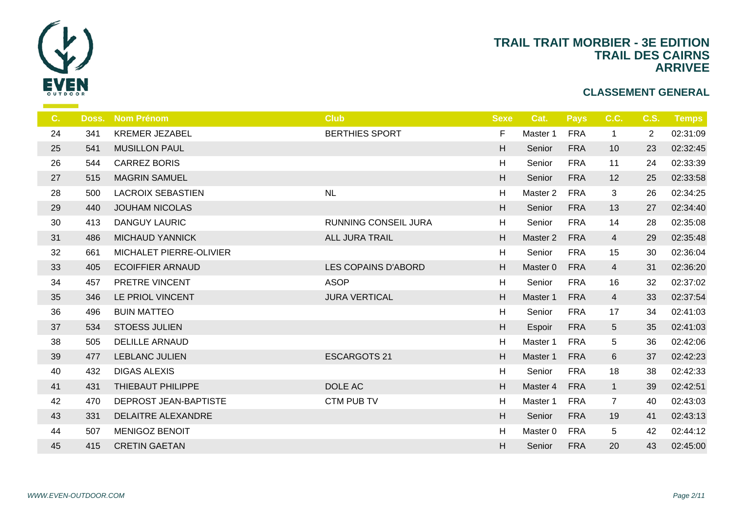# TRAIL TRAIT MORBIER - 3E EDITION
# TRAIL DES CAIRNS
# ARRIVEE

## CLASSEMENT GENERAL

| C. | Doss. | Nom Prénom | Club | Sexe | Cat. | Pays | C.C. | C.S. | Temps |
|---|---|---|---|---|---|---|---|---|---|
| 24 | 341 | KREMER JEZABEL | BERTHIES SPORT | F | Master 1 | FRA | 1 | 2 | 02:31:09 |
| 25 | 541 | MUSILLON PAUL | | H | Senior | FRA | 10 | 23 | 02:32:45 |
| 26 | 544 | CARREZ BORIS | | H | Senior | FRA | 11 | 24 | 02:33:39 |
| 27 | 515 | MAGRIN SAMUEL | | H | Senior | FRA | 12 | 25 | 02:33:58 |
| 28 | 500 | LACROIX SEBASTIEN | NL | H | Master 2 | FRA | 3 | 26 | 02:34:25 |
| 29 | 440 | JOUHAM NICOLAS | | H | Senior | FRA | 13 | 27 | 02:34:40 |
| 30 | 413 | DANGUY LAURIC | RUNNING CONSEIL JURA | H | Senior | FRA | 14 | 28 | 02:35:08 |
| 31 | 486 | MICHAUD YANNICK | ALL JURA TRAIL | H | Master 2 | FRA | 4 | 29 | 02:35:48 |
| 32 | 661 | MICHALET PIERRE-OLIVIER | | H | Senior | FRA | 15 | 30 | 02:36:04 |
| 33 | 405 | ECOIFFIER ARNAUD | LES COPAINS D'ABORD | H | Master 0 | FRA | 4 | 31 | 02:36:20 |
| 34 | 457 | PRETRE VINCENT | ASOP | H | Senior | FRA | 16 | 32 | 02:37:02 |
| 35 | 346 | LE PRIOL VINCENT | JURA VERTICAL | H | Master 1 | FRA | 4 | 33 | 02:37:54 |
| 36 | 496 | BUIN MATTEO | | H | Senior | FRA | 17 | 34 | 02:41:03 |
| 37 | 534 | STOESS JULIEN | | H | Espoir | FRA | 5 | 35 | 02:41:03 |
| 38 | 505 | DELILLE ARNAUD | | H | Master 1 | FRA | 5 | 36 | 02:42:06 |
| 39 | 477 | LEBLANC JULIEN | ESCARGOTS 21 | H | Master 1 | FRA | 6 | 37 | 02:42:23 |
| 40 | 432 | DIGAS ALEXIS | | H | Senior | FRA | 18 | 38 | 02:42:33 |
| 41 | 431 | THIEBAUT PHILIPPE | DOLE AC | H | Master 4 | FRA | 1 | 39 | 02:42:51 |
| 42 | 470 | DEPROST JEAN-BAPTISTE | CTM PUB TV | H | Master 1 | FRA | 7 | 40 | 02:43:03 |
| 43 | 331 | DELAITRE ALEXANDRE | | H | Senior | FRA | 19 | 41 | 02:43:13 |
| 44 | 507 | MENIGOZ BENOIT | | H | Master 0 | FRA | 5 | 42 | 02:44:12 |
| 45 | 415 | CRETIN GAETAN | | H | Senior | FRA | 20 | 43 | 02:45:00 |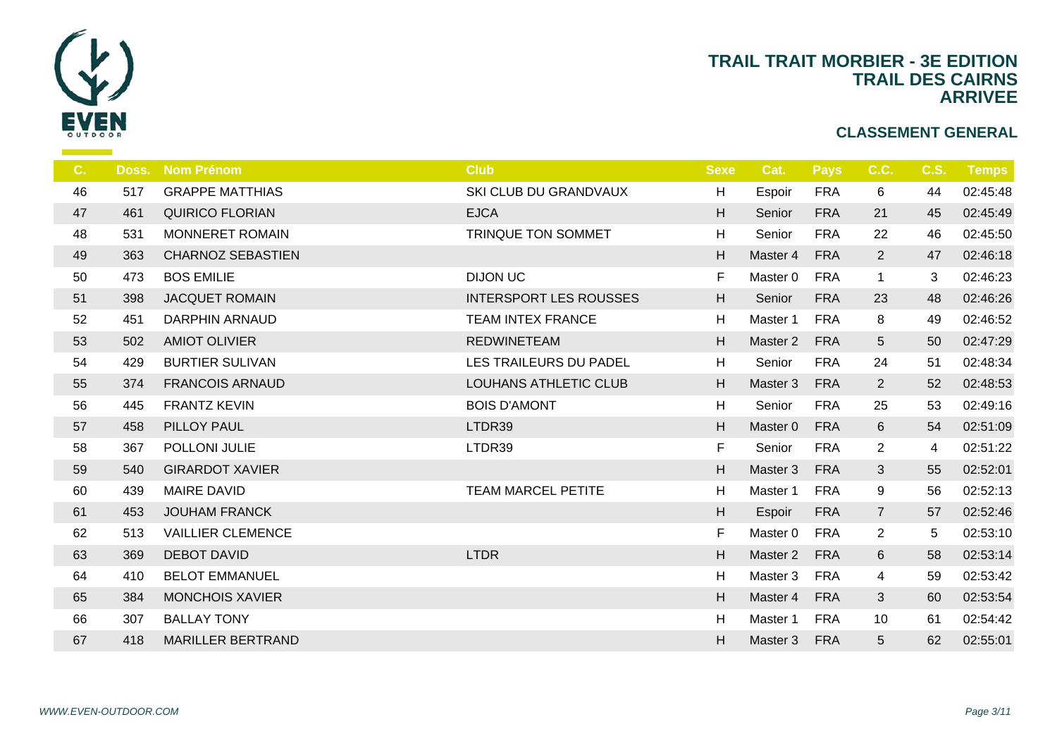# TRAIL TRAIT MORBIER - 3E EDITION
## TRAIL DES CAIRNS
## ARRIVEE

### CLASSEMENT GENERAL

| C. | Doss. | Nom Prénom | Club | Sexe | Cat. | Pays | C.C. | C.S. | Temps |
|---|---|---|---|---|---|---|---|---|---|
| 46 | 517 | GRAPPE MATTHIAS | SKI CLUB DU GRANDVAUX | H | Espoir | FRA | 6 | 44 | 02:45:48 |
| 47 | 461 | QUIRICO FLORIAN | EJCA | H | Senior | FRA | 21 | 45 | 02:45:49 |
| 48 | 531 | MONNERET ROMAIN | TRINQUE TON SOMMET | H | Senior | FRA | 22 | 46 | 02:45:50 |
| 49 | 363 | CHARNOZ SEBASTIEN | | H | Master 4 | FRA | 2 | 47 | 02:46:18 |
| 50 | 473 | BOS EMILIE | DIJON UC | F | Master 0 | FRA | 1 | 3 | 02:46:23 |
| 51 | 398 | JACQUET ROMAIN | INTERSPORT LES ROUSSES | H | Senior | FRA | 23 | 48 | 02:46:26 |
| 52 | 451 | DARPHIN ARNAUD | TEAM INTEX FRANCE | H | Master 1 | FRA | 8 | 49 | 02:46:52 |
| 53 | 502 | AMIOT OLIVIER | REDWINETEAM | H | Master 2 | FRA | 5 | 50 | 02:47:29 |
| 54 | 429 | BURTIER SULIVAN | LES TRAILEURS DU PADEL | H | Senior | FRA | 24 | 51 | 02:48:34 |
| 55 | 374 | FRANCOIS ARNAUD | LOUHANS ATHLETIC CLUB | H | Master 3 | FRA | 2 | 52 | 02:48:53 |
| 56 | 445 | FRANTZ KEVIN | BOIS D'AMONT | H | Senior | FRA | 25 | 53 | 02:49:16 |
| 57 | 458 | PILLOY PAUL | LTDR39 | H | Master 0 | FRA | 6 | 54 | 02:51:09 |
| 58 | 367 | POLLONI JULIE | LTDR39 | F | Senior | FRA | 2 | 4 | 02:51:22 |
| 59 | 540 | GIRARDOT XAVIER | | H | Master 3 | FRA | 3 | 55 | 02:52:01 |
| 60 | 439 | MAIRE DAVID | TEAM MARCEL PETITE | H | Master 1 | FRA | 9 | 56 | 02:52:13 |
| 61 | 453 | JOUHAM FRANCK | | H | Espoir | FRA | 7 | 57 | 02:52:46 |
| 62 | 513 | VAILLIER CLEMENCE | | F | Master 0 | FRA | 2 | 5 | 02:53:10 |
| 63 | 369 | DEBOT DAVID | LTDR | H | Master 2 | FRA | 6 | 58 | 02:53:14 |
| 64 | 410 | BELOT EMMANUEL | | H | Master 3 | FRA | 4 | 59 | 02:53:42 |
| 65 | 384 | MONCHOIS XAVIER | | H | Master 4 | FRA | 3 | 60 | 02:53:54 |
| 66 | 307 | BALLAY TONY | | H | Master 1 | FRA | 10 | 61 | 02:54:42 |
| 67 | 418 | MARILLER BERTRAND | | H | Master 3 | FRA | 5 | 62 | 02:55:01 |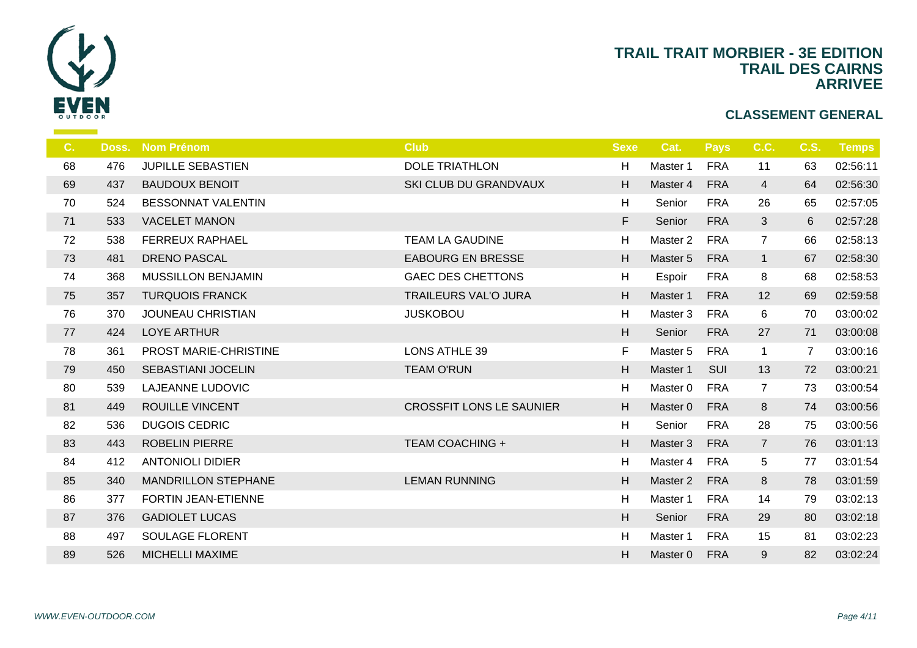# TRAIL TRAIT MORBIER - 3E EDITION
## TRAIL DES CAIRNS
## ARRIVEE

### CLASSEMENT GENERAL

| C. | Doss. | Nom Prénom | Club | Sexe | Cat. | Pays | C.C. | C.S. | Temps |
|---|---|---|---|---|---|---|---|---|---|
| 68 | 476 | JUPILLE SEBASTIEN | DOLE TRIATHLON | H | Master 1 | FRA | 11 | 63 | 02:56:11 |
| 69 | 437 | BAUDOUX BENOIT | SKI CLUB DU GRANDVAUX | H | Master 4 | FRA | 4 | 64 | 02:56:30 |
| 70 | 524 | BESSONNAT VALENTIN | | H | Senior | FRA | 26 | 65 | 02:57:05 |
| 71 | 533 | VACELET MANON | | F | Senior | FRA | 3 | 6 | 02:57:28 |
| 72 | 538 | FERREUX RAPHAEL | TEAM LA GAUDINE | H | Master 2 | FRA | 7 | 66 | 02:58:13 |
| 73 | 481 | DRENO PASCAL | EABOURG EN BRESSE | H | Master 5 | FRA | 1 | 67 | 02:58:30 |
| 74 | 368 | MUSSILLON BENJAMIN | GAEC DES CHETTONS | H | Espoir | FRA | 8 | 68 | 02:58:53 |
| 75 | 357 | TURQUOIS FRANCK | TRAILEURS VAL'O JURA | H | Master 1 | FRA | 12 | 69 | 02:59:58 |
| 76 | 370 | JOUNEAU CHRISTIAN | JUSKOBOU | H | Master 3 | FRA | 6 | 70 | 03:00:02 |
| 77 | 424 | LOYE ARTHUR | | H | Senior | FRA | 27 | 71 | 03:00:08 |
| 78 | 361 | PROST MARIE-CHRISTINE | LONS ATHLE 39 | F | Master 5 | FRA | 1 | 7 | 03:00:16 |
| 79 | 450 | SEBASTIANI JOCELIN | TEAM O'RUN | H | Master 1 | SUI | 13 | 72 | 03:00:21 |
| 80 | 539 | LAJEANNE LUDOVIC | | H | Master 0 | FRA | 7 | 73 | 03:00:54 |
| 81 | 449 | ROUILLE VINCENT | CROSSFIT LONS LE SAUNIER | H | Master 0 | FRA | 8 | 74 | 03:00:56 |
| 82 | 536 | DUGOIS CEDRIC | | H | Senior | FRA | 28 | 75 | 03:00:56 |
| 83 | 443 | ROBELIN PIERRE | TEAM COACHING + | H | Master 3 | FRA | 7 | 76 | 03:01:13 |
| 84 | 412 | ANTONIOLI DIDIER | | H | Master 4 | FRA | 5 | 77 | 03:01:54 |
| 85 | 340 | MANDRILLON STEPHANE | LEMAN RUNNING | H | Master 2 | FRA | 8 | 78 | 03:01:59 |
| 86 | 377 | FORTIN JEAN-ETIENNE | | H | Master 1 | FRA | 14 | 79 | 03:02:13 |
| 87 | 376 | GADIOLET LUCAS | | H | Senior | FRA | 29 | 80 | 03:02:18 |
| 88 | 497 | SOULAGE FLORENT | | H | Master 1 | FRA | 15 | 81 | 03:02:23 |
| 89 | 526 | MICHELLI MAXIME | | H | Master 0 | FRA | 9 | 82 | 03:02:24 |

*WWW.EVEN-OUTDOOR.COM*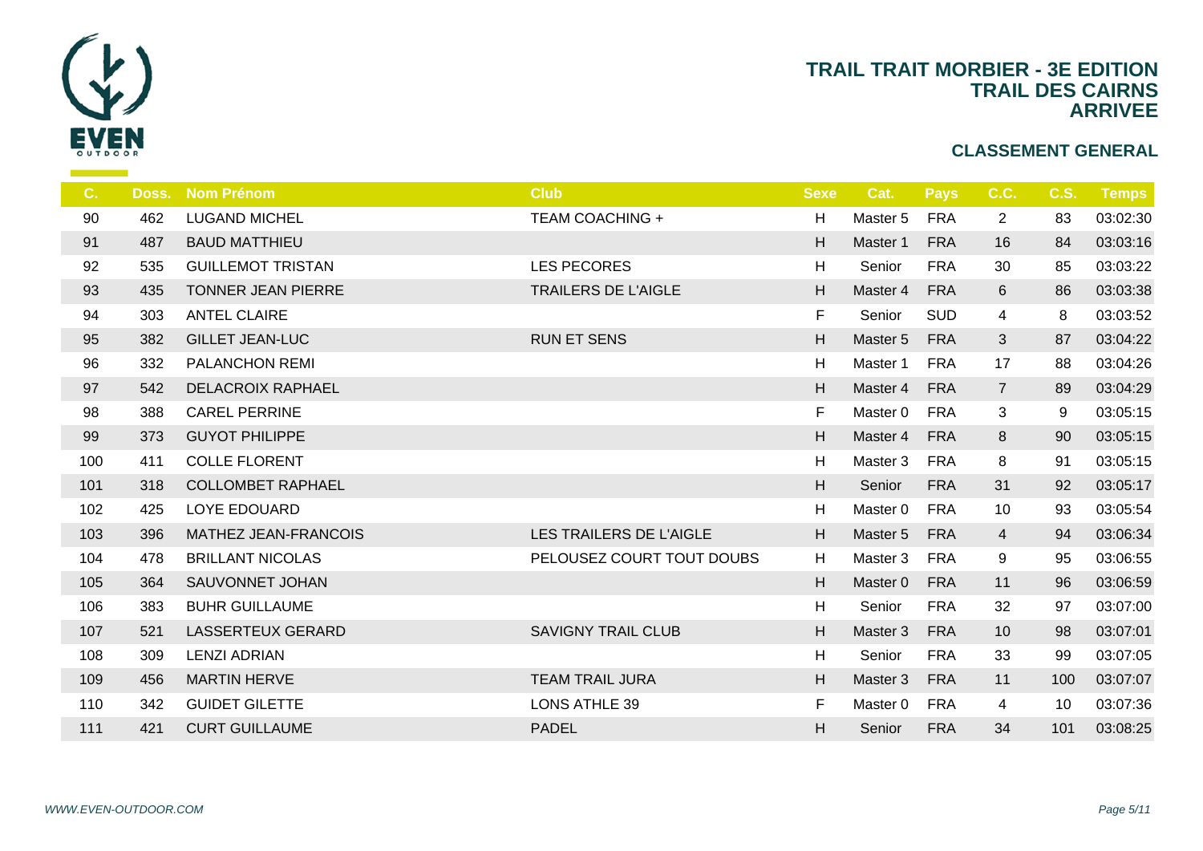# TRAIL TRAIT MORBIER - 3E EDITION
## TRAIL DES CAIRNS
## ARRIVEE

### CLASSEMENT GENERAL

| C. | Doss. | Nom Prénom | Club | Sexe | Cat. | Pays | C.C. | C.S. | Temps |
|---|---|---|---|---|---|---|---|---|---|
| 90 | 462 | LUGAND MICHEL | TEAM COACHING + | H | Master 5 | FRA | 2 | 83 | 03:02:30 |
| 91 | 487 | BAUD MATTHIEU | | H | Master 1 | FRA | 16 | 84 | 03:03:16 |
| 92 | 535 | GUILLEMOT TRISTAN | LES PECORES | H | Senior | FRA | 30 | 85 | 03:03:22 |
| 93 | 435 | TONNER JEAN PIERRE | TRAILERS DE L'AIGLE | H | Master 4 | FRA | 6 | 86 | 03:03:38 |
| 94 | 303 | ANTEL CLAIRE | | F | Senior | SUD | 4 | 8 | 03:03:52 |
| 95 | 382 | GILLET JEAN-LUC | RUN ET SENS | H | Master 5 | FRA | 3 | 87 | 03:04:22 |
| 96 | 332 | PALANCHON REMI | | H | Master 1 | FRA | 17 | 88 | 03:04:26 |
| 97 | 542 | DELACROIX RAPHAEL | | H | Master 4 | FRA | 7 | 89 | 03:04:29 |
| 98 | 388 | CAREL PERRINE | | F | Master 0 | FRA | 3 | 9 | 03:05:15 |
| 99 | 373 | GUYOT PHILIPPE | | H | Master 4 | FRA | 8 | 90 | 03:05:15 |
| 100 | 411 | COLLE FLORENT | | H | Master 3 | FRA | 8 | 91 | 03:05:15 |
| 101 | 318 | COLLOMBET RAPHAEL | | H | Senior | FRA | 31 | 92 | 03:05:17 |
| 102 | 425 | LOYE EDOUARD | | H | Master 0 | FRA | 10 | 93 | 03:05:54 |
| 103 | 396 | MATHEZ JEAN-FRANCOIS | LES TRAILERS DE L'AIGLE | H | Master 5 | FRA | 4 | 94 | 03:06:34 |
| 104 | 478 | BRILLANT NICOLAS | PELOUSEZ COURT TOUT DOUBS | H | Master 3 | FRA | 9 | 95 | 03:06:55 |
| 105 | 364 | SAUVONNET JOHAN | | H | Master 0 | FRA | 11 | 96 | 03:06:59 |
| 106 | 383 | BUHR GUILLAUME | | H | Senior | FRA | 32 | 97 | 03:07:00 |
| 107 | 521 | LASSERTEUX GERARD | SAVIGNY TRAIL CLUB | H | Master 3 | FRA | 10 | 98 | 03:07:01 |
| 108 | 309 | LENZI ADRIAN | | H | Senior | FRA | 33 | 99 | 03:07:05 |
| 109 | 456 | MARTIN HERVE | TEAM TRAIL JURA | H | Master 3 | FRA | 11 | 100 | 03:07:07 |
| 110 | 342 | GUIDET GILETTE | LONS ATHLE 39 | F | Master 0 | FRA | 4 | 10 | 03:07:36 |
| 111 | 421 | CURT GUILLAUME | PADEL | H | Senior | FRA | 34 | 101 | 03:08:25 |

*WWW.EVEN-OUTDOOR.COM*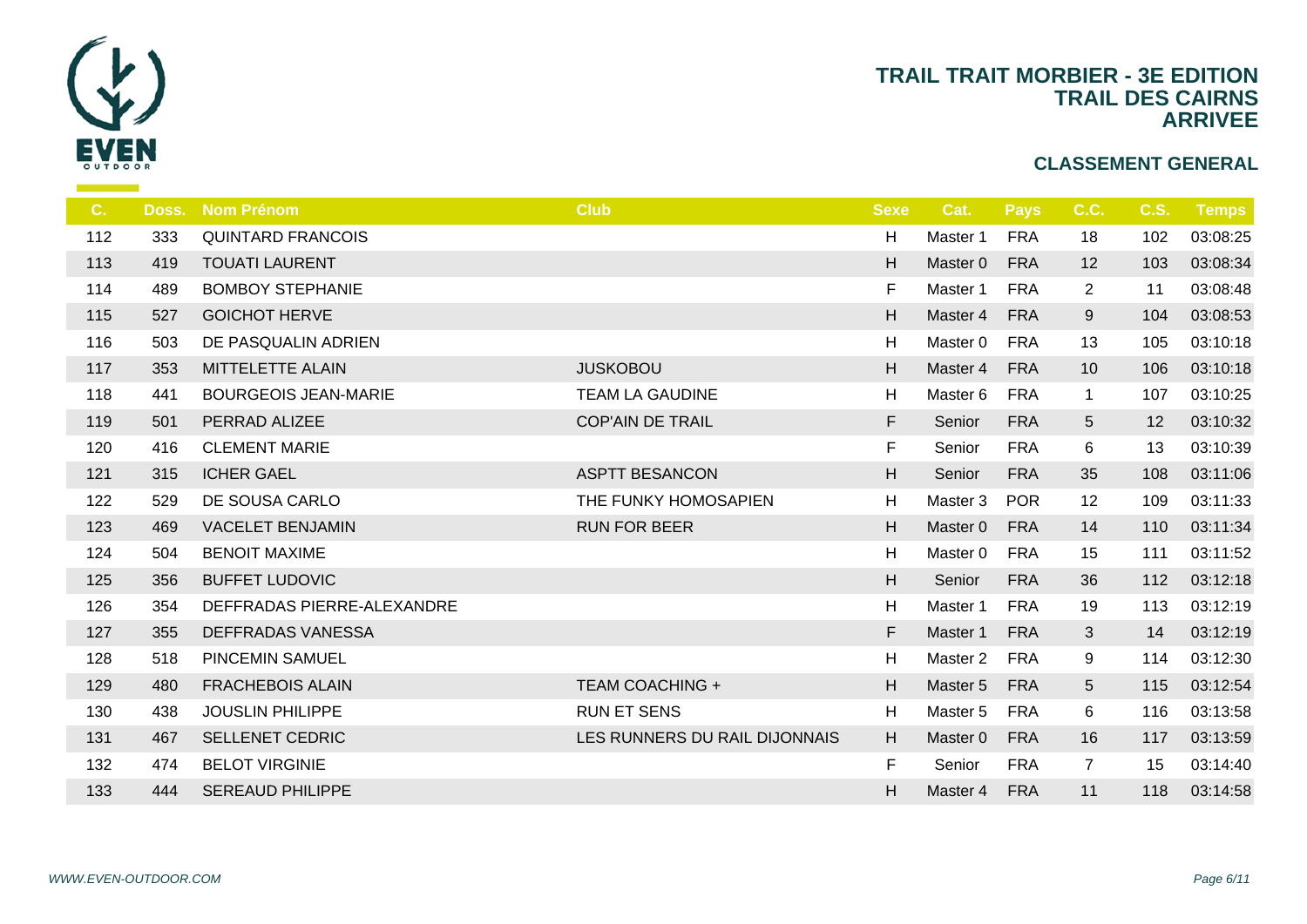# TRAIL TRAIT MORBIER - 3E EDITION
## TRAIL DES CAIRNS
## ARRIVEE

### CLASSEMENT GENERAL

| C. | Doss. | Nom Prénom | Club | Sexe | Cat. | Pays | C.C. | C.S. | Temps |
|---|---|---|---|---|---|---|---|---|---|
| 112 | 333 | QUINTARD FRANCOIS | | H | Master 1 | FRA | 18 | 102 | 03:08:25 |
| 113 | 419 | TOUATI LAURENT | | H | Master 0 | FRA | 12 | 103 | 03:08:34 |
| 114 | 489 | BOMBOY STEPHANIE | | F | Master 1 | FRA | 2 | 11 | 03:08:48 |
| 115 | 527 | GOICHOT HERVE | | H | Master 4 | FRA | 9 | 104 | 03:08:53 |
| 116 | 503 | DE PASQUALIN ADRIEN | | H | Master 0 | FRA | 13 | 105 | 03:10:18 |
| 117 | 353 | MITTELETTE ALAIN | JUSKOBOU | H | Master 4 | FRA | 10 | 106 | 03:10:18 |
| 118 | 441 | BOURGEOIS JEAN-MARIE | TEAM LA GAUDINE | H | Master 6 | FRA | 1 | 107 | 03:10:25 |
| 119 | 501 | PERRAD ALIZEE | COP'AIN DE TRAIL | F | Senior | FRA | 5 | 12 | 03:10:32 |
| 120 | 416 | CLEMENT MARIE | | F | Senior | FRA | 6 | 13 | 03:10:39 |
| 121 | 315 | ICHER GAEL | ASPTT BESANCON | H | Senior | FRA | 35 | 108 | 03:11:06 |
| 122 | 529 | DE SOUSA CARLO | THE FUNKY HOMOSAPIEN | H | Master 3 | POR | 12 | 109 | 03:11:33 |
| 123 | 469 | VACELET BENJAMIN | RUN FOR BEER | H | Master 0 | FRA | 14 | 110 | 03:11:34 |
| 124 | 504 | BENOIT MAXIME | | H | Master 0 | FRA | 15 | 111 | 03:11:52 |
| 125 | 356 | BUFFET LUDOVIC | | H | Senior | FRA | 36 | 112 | 03:12:18 |
| 126 | 354 | DEFFRADAS PIERRE-ALEXANDRE | | H | Master 1 | FRA | 19 | 113 | 03:12:19 |
| 127 | 355 | DEFFRADAS VANESSA | | F | Master 1 | FRA | 3 | 14 | 03:12:19 |
| 128 | 518 | PINCEMIN SAMUEL | | H | Master 2 | FRA | 9 | 114 | 03:12:30 |
| 129 | 480 | FRACHEBOIS ALAIN | TEAM COACHING + | H | Master 5 | FRA | 5 | 115 | 03:12:54 |
| 130 | 438 | JOUSLIN PHILIPPE | RUN ET SENS | H | Master 5 | FRA | 6 | 116 | 03:13:58 |
| 131 | 467 | SELLENET CEDRIC | LES RUNNERS DU RAIL DIJONNAIS | H | Master 0 | FRA | 16 | 117 | 03:13:59 |
| 132 | 474 | BELOT VIRGINIE | | F | Senior | FRA | 7 | 15 | 03:14:40 |
| 133 | 444 | SEREAUD PHILIPPE | | H | Master 4 | FRA | 11 | 118 | 03:14:58 |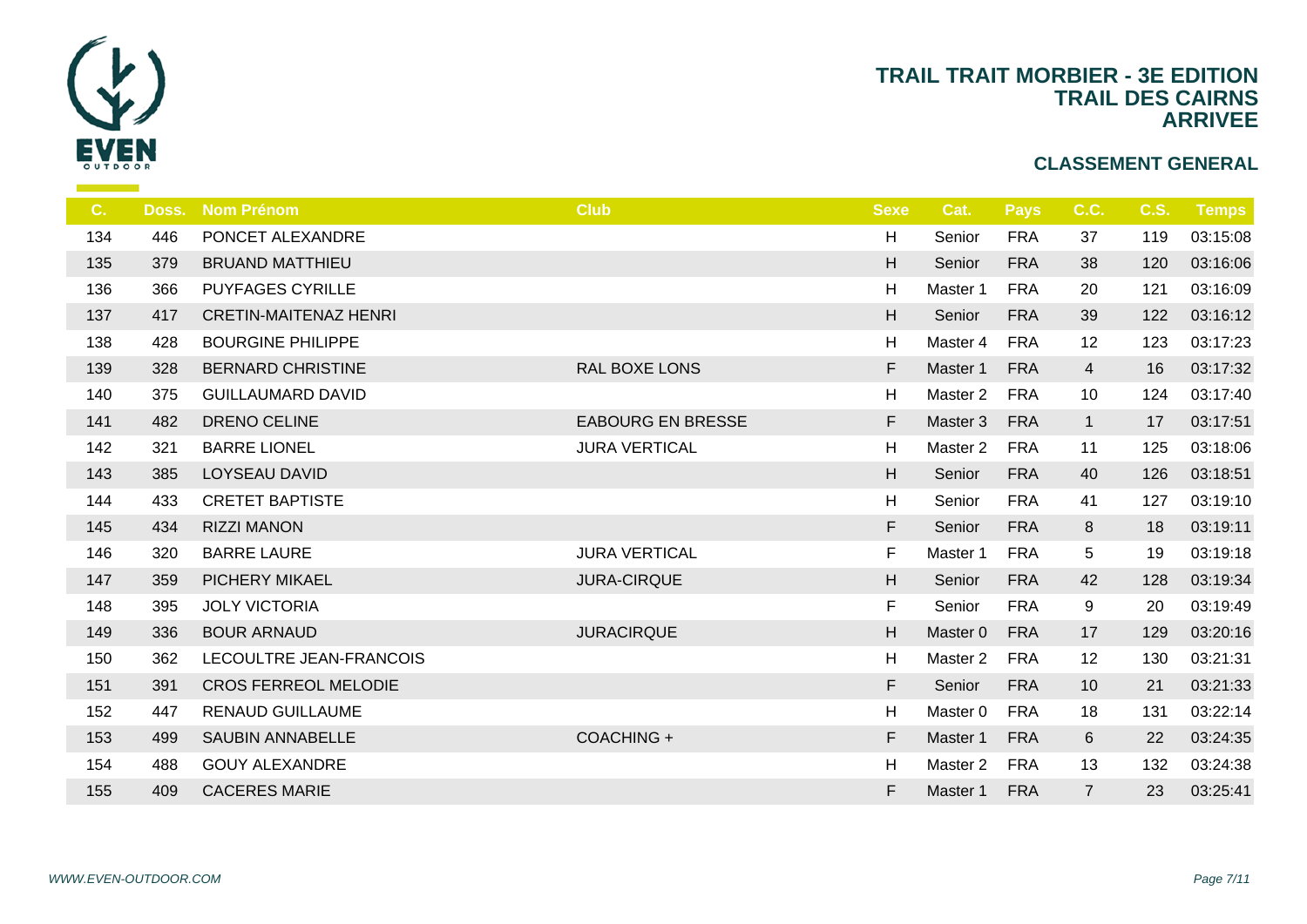# TRAIL TRAIT MORBIER - 3E EDITION
## TRAIL DES CAIRNS
## ARRIVEE

### CLASSEMENT GENERAL

| C. | Doss. | Nom Prénom | Club | Sexe | Cat. | Pays | C.C. | C.S. | Temps |
|---|---|---|---|---|---|---|---|---|---|
| 134 | 446 | PONCET ALEXANDRE | | H | Senior | FRA | 37 | 119 | 03:15:08 |
| 135 | 379 | BRUAND MATTHIEU | | H | Senior | FRA | 38 | 120 | 03:16:06 |
| 136 | 366 | PUYFAGES CYRILLE | | H | Master 1 | FRA | 20 | 121 | 03:16:09 |
| 137 | 417 | CRETIN-MAITENAZ HENRI | | H | Senior | FRA | 39 | 122 | 03:16:12 |
| 138 | 428 | BOURGINE PHILIPPE | | H | Master 4 | FRA | 12 | 123 | 03:17:23 |
| 139 | 328 | BERNARD CHRISTINE | RAL BOXE LONS | F | Master 1 | FRA | 4 | 16 | 03:17:32 |
| 140 | 375 | GUILLAUMARD DAVID | | H | Master 2 | FRA | 10 | 124 | 03:17:40 |
| 141 | 482 | DRENO CELINE | EABOURG EN BRESSE | F | Master 3 | FRA | 1 | 17 | 03:17:51 |
| 142 | 321 | BARRE LIONEL | JURA VERTICAL | H | Master 2 | FRA | 11 | 125 | 03:18:06 |
| 143 | 385 | LOYSEAU DAVID | | H | Senior | FRA | 40 | 126 | 03:18:51 |
| 144 | 433 | CRETET BAPTISTE | | H | Senior | FRA | 41 | 127 | 03:19:10 |
| 145 | 434 | RIZZI MANON | | F | Senior | FRA | 8 | 18 | 03:19:11 |
| 146 | 320 | BARRE LAURE | JURA VERTICAL | F | Master 1 | FRA | 5 | 19 | 03:19:18 |
| 147 | 359 | PICHERY MIKAEL | JURA-CIRQUE | H | Senior | FRA | 42 | 128 | 03:19:34 |
| 148 | 395 | JOLY VICTORIA | | F | Senior | FRA | 9 | 20 | 03:19:49 |
| 149 | 336 | BOUR ARNAUD | JURACIRQUE | H | Master 0 | FRA | 17 | 129 | 03:20:16 |
| 150 | 362 | LECOULTRE JEAN-FRANCOIS | | H | Master 2 | FRA | 12 | 130 | 03:21:31 |
| 151 | 391 | CROS FERREOL MELODIE | | F | Senior | FRA | 10 | 21 | 03:21:33 |
| 152 | 447 | RENAUD GUILLAUME | | H | Master 0 | FRA | 18 | 131 | 03:22:14 |
| 153 | 499 | SAUBIN ANNABELLE | COACHING + | F | Master 1 | FRA | 6 | 22 | 03:24:35 |
| 154 | 488 | GOUY ALEXANDRE | | H | Master 2 | FRA | 13 | 132 | 03:24:38 |
| 155 | 409 | CACERES MARIE | | F | Master 1 | FRA | 7 | 23 | 03:25:41 |

WWW.EVEN-OUTDOOR.COM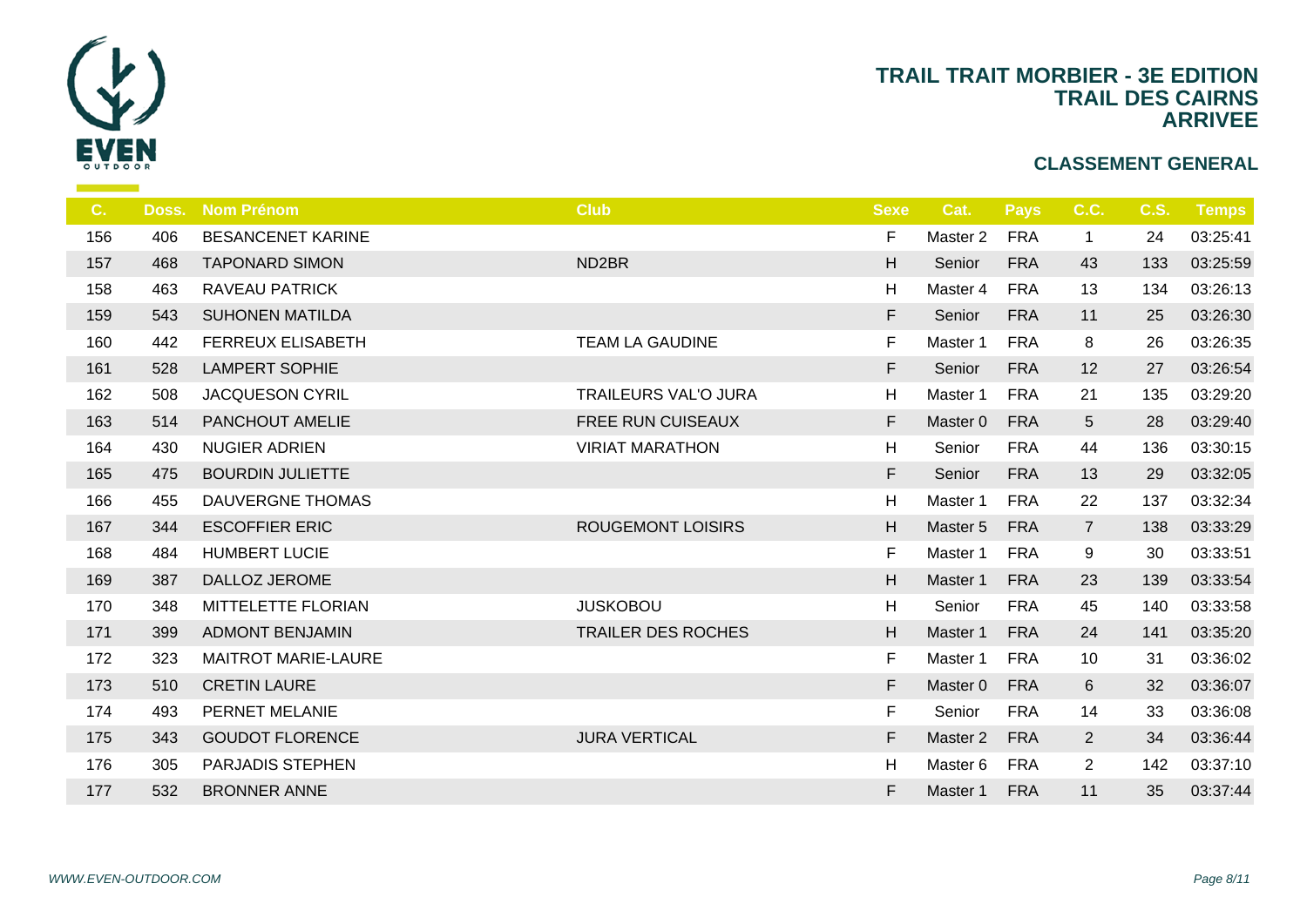# TRAIL TRAIT MORBIER - 3E EDITION
## TRAIL DES CAIRNS
## ARRIVEE

### CLASSEMENT GENERAL

| C. | Doss. | Nom Prénom | Club | Sexe | Cat. | Pays | C.C. | C.S. | Temps |
|---|---|---|---|---|---|---|---|---|---|
| 156 | 406 | BESANCENET KARINE | | F | Master 2 | FRA | 1 | 24 | 03:25:41 |
| 157 | 468 | TAPONARD SIMON | ND2BR | H | Senior | FRA | 43 | 133 | 03:25:59 |
| 158 | 463 | RAVEAU PATRICK | | H | Master 4 | FRA | 13 | 134 | 03:26:13 |
| 159 | 543 | SUHONEN MATILDA | | F | Senior | FRA | 11 | 25 | 03:26:30 |
| 160 | 442 | FERREUX ELISABETH | TEAM LA GAUDINE | F | Master 1 | FRA | 8 | 26 | 03:26:35 |
| 161 | 528 | LAMPERT SOPHIE | | F | Senior | FRA | 12 | 27 | 03:26:54 |
| 162 | 508 | JACQUESON CYRIL | TRAILEURS VAL'O JURA | H | Master 1 | FRA | 21 | 135 | 03:29:20 |
| 163 | 514 | PANCHOUT AMELIE | FREE RUN CUISEAUX | F | Master 0 | FRA | 5 | 28 | 03:29:40 |
| 164 | 430 | NUGIER ADRIEN | VIRIAT MARATHON | H | Senior | FRA | 44 | 136 | 03:30:15 |
| 165 | 475 | BOURDIN JULIETTE | | F | Senior | FRA | 13 | 29 | 03:32:05 |
| 166 | 455 | DAUVERGNE THOMAS | | H | Master 1 | FRA | 22 | 137 | 03:32:34 |
| 167 | 344 | ESCOFFIER ERIC | ROUGEMONT LOISIRS | H | Master 5 | FRA | 7 | 138 | 03:33:29 |
| 168 | 484 | HUMBERT LUCIE | | F | Master 1 | FRA | 9 | 30 | 03:33:51 |
| 169 | 387 | DALLOZ JEROME | | H | Master 1 | FRA | 23 | 139 | 03:33:54 |
| 170 | 348 | MITTELETTE FLORIAN | JUSKOBOU | H | Senior | FRA | 45 | 140 | 03:33:58 |
| 171 | 399 | ADMONT BENJAMIN | TRAILER DES ROCHES | H | Master 1 | FRA | 24 | 141 | 03:35:20 |
| 172 | 323 | MAITROT MARIE-LAURE | | F | Master 1 | FRA | 10 | 31 | 03:36:02 |
| 173 | 510 | CRETIN LAURE | | F | Master 0 | FRA | 6 | 32 | 03:36:07 |
| 174 | 493 | PERNET MELANIE | | F | Senior | FRA | 14 | 33 | 03:36:08 |
| 175 | 343 | GOUDOT FLORENCE | JURA VERTICAL | F | Master 2 | FRA | 2 | 34 | 03:36:44 |
| 176 | 305 | PARJADIS STEPHEN | | H | Master 6 | FRA | 2 | 142 | 03:37:10 |
| 177 | 532 | BRONNER ANNE | | F | Master 1 | FRA | 11 | 35 | 03:37:44 |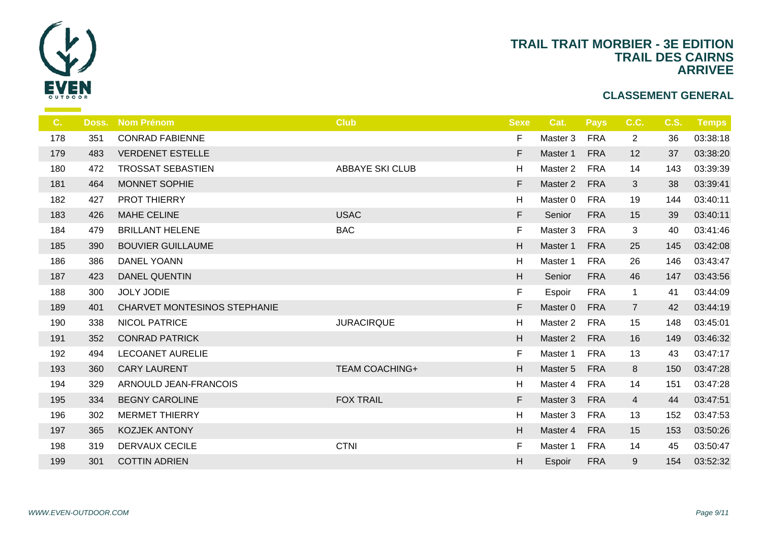# TRAIL TRAIT MORBIER - 3E EDITION
## TRAIL DES CAIRNS
## ARRIVEE

### CLASSEMENT GENERAL

| C. | Doss. | Nom Prénom | Club | Sexe | Cat. | Pays | C.C. | C.S. | Temps |
|---|---|---|---|---|---|---|---|---|---|
| 178 | 351 | CONRAD FABIENNE | | F | Master 3 | FRA | 2 | 36 | 03:38:18 |
| 179 | 483 | VERDENET ESTELLE | | F | Master 1 | FRA | 12 | 37 | 03:38:20 |
| 180 | 472 | TROSSAT SEBASTIEN | ABBAYE SKI CLUB | H | Master 2 | FRA | 14 | 143 | 03:39:39 |
| 181 | 464 | MONNET SOPHIE | | F | Master 2 | FRA | 3 | 38 | 03:39:41 |
| 182 | 427 | PROT THIERRY | | H | Master 0 | FRA | 19 | 144 | 03:40:11 |
| 183 | 426 | MAHE CELINE | USAC | F | Senior | FRA | 15 | 39 | 03:40:11 |
| 184 | 479 | BRILLANT HELENE | BAC | F | Master 3 | FRA | 3 | 40 | 03:41:46 |
| 185 | 390 | BOUVIER GUILLAUME | | H | Master 1 | FRA | 25 | 145 | 03:42:08 |
| 186 | 386 | DANEL YOANN | | H | Master 1 | FRA | 26 | 146 | 03:43:47 |
| 187 | 423 | DANEL QUENTIN | | H | Senior | FRA | 46 | 147 | 03:43:56 |
| 188 | 300 | JOLY JODIE | | F | Espoir | FRA | 1 | 41 | 03:44:09 |
| 189 | 401 | CHARVET MONTESINOS STEPHANIE | | F | Master 0 | FRA | 7 | 42 | 03:44:19 |
| 190 | 338 | NICOL PATRICE | JURACIRQUE | H | Master 2 | FRA | 15 | 148 | 03:45:01 |
| 191 | 352 | CONRAD PATRICK | | H | Master 2 | FRA | 16 | 149 | 03:46:32 |
| 192 | 494 | LECOANET AURELIE | | F | Master 1 | FRA | 13 | 43 | 03:47:17 |
| 193 | 360 | CARY LAURENT | TEAM COACHING+ | H | Master 5 | FRA | 8 | 150 | 03:47:28 |
| 194 | 329 | ARNOULD JEAN-FRANCOIS | | H | Master 4 | FRA | 14 | 151 | 03:47:28 |
| 195 | 334 | BEGNY CAROLINE | FOX TRAIL | F | Master 3 | FRA | 4 | 44 | 03:47:51 |
| 196 | 302 | MERMET THIERRY | | H | Master 3 | FRA | 13 | 152 | 03:47:53 |
| 197 | 365 | KOZJEK ANTONY | | H | Master 4 | FRA | 15 | 153 | 03:50:26 |
| 198 | 319 | DERVAUX CECILE | CTNI | F | Master 1 | FRA | 14 | 45 | 03:50:47 |
| 199 | 301 | COTTIN ADRIEN | | H | Espoir | FRA | 9 | 154 | 03:52:32 |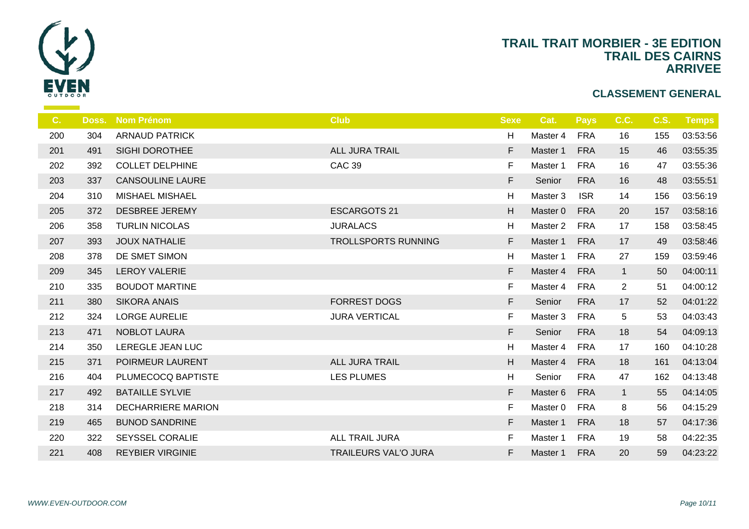# TRAIL TRAIT MORBIER - 3E EDITION
## TRAIL DES CAIRNS
## ARRIVEE

### CLASSEMENT GENERAL

| C. | Doss. | Nom Prénom | Club | Sexe | Cat. | Pays | C.C. | C.S. | Temps |
|---|---|---|---|---|---|---|---|---|---|
| 200 | 304 | ARNAUD PATRICK | | H | Master 4 | FRA | 16 | 155 | 03:53:56 |
| 201 | 491 | SIGHI DOROTHEE | ALL JURA TRAIL | F | Master 1 | FRA | 15 | 46 | 03:55:35 |
| 202 | 392 | COLLET DELPHINE | CAC 39 | F | Master 1 | FRA | 16 | 47 | 03:55:36 |
| 203 | 337 | CANSOULINE LAURE | | F | Senior | FRA | 16 | 48 | 03:55:51 |
| 204 | 310 | MISHAEL MISHAEL | | H | Master 3 | ISR | 14 | 156 | 03:56:19 |
| 205 | 372 | DESBREE JEREMY | ESCARGOTS 21 | H | Master 0 | FRA | 20 | 157 | 03:58:16 |
| 206 | 358 | TURLIN NICOLAS | JURALACS | H | Master 2 | FRA | 17 | 158 | 03:58:45 |
| 207 | 393 | JOUX NATHALIE | TROLLSPORTS RUNNING | F | Master 1 | FRA | 17 | 49 | 03:58:46 |
| 208 | 378 | DE SMET SIMON | | H | Master 1 | FRA | 27 | 159 | 03:59:46 |
| 209 | 345 | LEROY VALERIE | | F | Master 4 | FRA | 1 | 50 | 04:00:11 |
| 210 | 335 | BOUDOT MARTINE | | F | Master 4 | FRA | 2 | 51 | 04:00:12 |
| 211 | 380 | SIKORA ANAIS | FORREST DOGS | F | Senior | FRA | 17 | 52 | 04:01:22 |
| 212 | 324 | LORGE AURELIE | JURA VERTICAL | F | Master 3 | FRA | 5 | 53 | 04:03:43 |
| 213 | 471 | NOBLOT LAURA | | F | Senior | FRA | 18 | 54 | 04:09:13 |
| 214 | 350 | LEREGLE JEAN LUC | | H | Master 4 | FRA | 17 | 160 | 04:10:28 |
| 215 | 371 | POIRMEUR LAURENT | ALL JURA TRAIL | H | Master 4 | FRA | 18 | 161 | 04:13:04 |
| 216 | 404 | PLUMECOCQ BAPTISTE | LES PLUMES | H | Senior | FRA | 47 | 162 | 04:13:48 |
| 217 | 492 | BATAILLE SYLVIE | | F | Master 6 | FRA | 1 | 55 | 04:14:05 |
| 218 | 314 | DECHARRIERE MARION | | F | Master 0 | FRA | 8 | 56 | 04:15:29 |
| 219 | 465 | BUNOD SANDRINE | | F | Master 1 | FRA | 18 | 57 | 04:17:36 |
| 220 | 322 | SEYSSEL CORALIE | ALL TRAIL JURA | F | Master 1 | FRA | 19 | 58 | 04:22:35 |
| 221 | 408 | REYBIER VIRGINIE | TRAILEURS VAL'O JURA | F | Master 1 | FRA | 20 | 59 | 04:23:22 |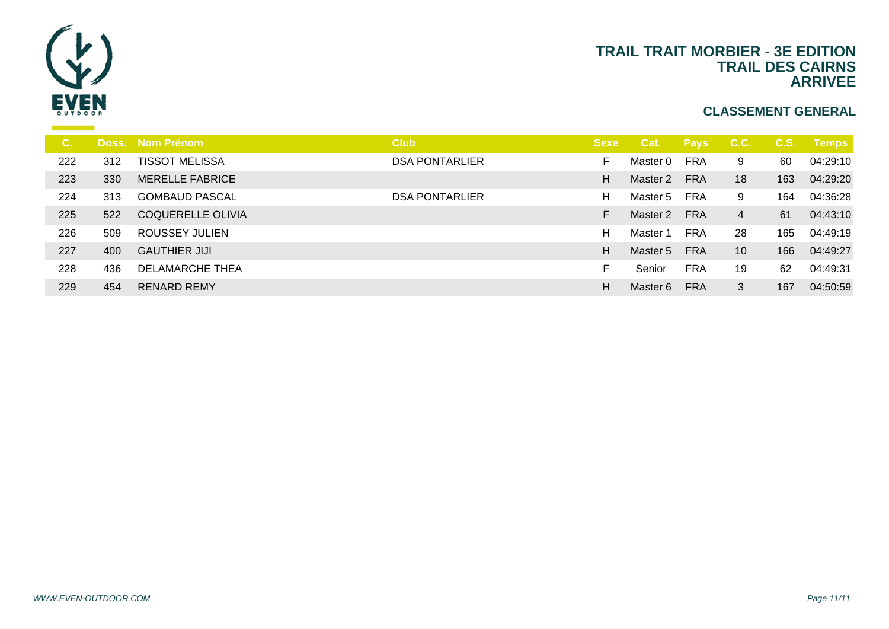# TRAIL TRAIT MORBIER - 3E EDITION
## TRAIL DES CAIRNS
## ARRIVEE

### CLASSEMENT GENERAL

| C. | Doss. | Nom Prénom | Club | Sexe | Cat. | Pays | C.C. | C.S. | Temps |
|---|---|---|---|---|---|---|---|---|---|
| 222 | 312 | TISSOT MELISSA | DSA PONTARLIER | F | Master 0 | FRA | 9 | 60 | 04:29:10 |
| 223 | 330 | MERELLE FABRICE | | H | Master 2 | FRA | 18 | 163 | 04:29:20 |
| 224 | 313 | GOMBAUD PASCAL | DSA PONTARLIER | H | Master 5 | FRA | 9 | 164 | 04:36:28 |
| 225 | 522 | COQUERELLE OLIVIA | | F | Master 2 | FRA | 4 | 61 | 04:43:10 |
| 226 | 509 | ROUSSEY JULIEN | | H | Master 1 | FRA | 28 | 165 | 04:49:19 |
| 227 | 400 | GAUTHIER JIJI | | H | Master 5 | FRA | 10 | 166 | 04:49:27 |
| 228 | 436 | DELAMARCHE THEA | | F | Senior | FRA | 19 | 62 | 04:49:31 |
| 229 | 454 | RENARD REMY | | H | Master 6 | FRA | 3 | 167 | 04:50:59 |